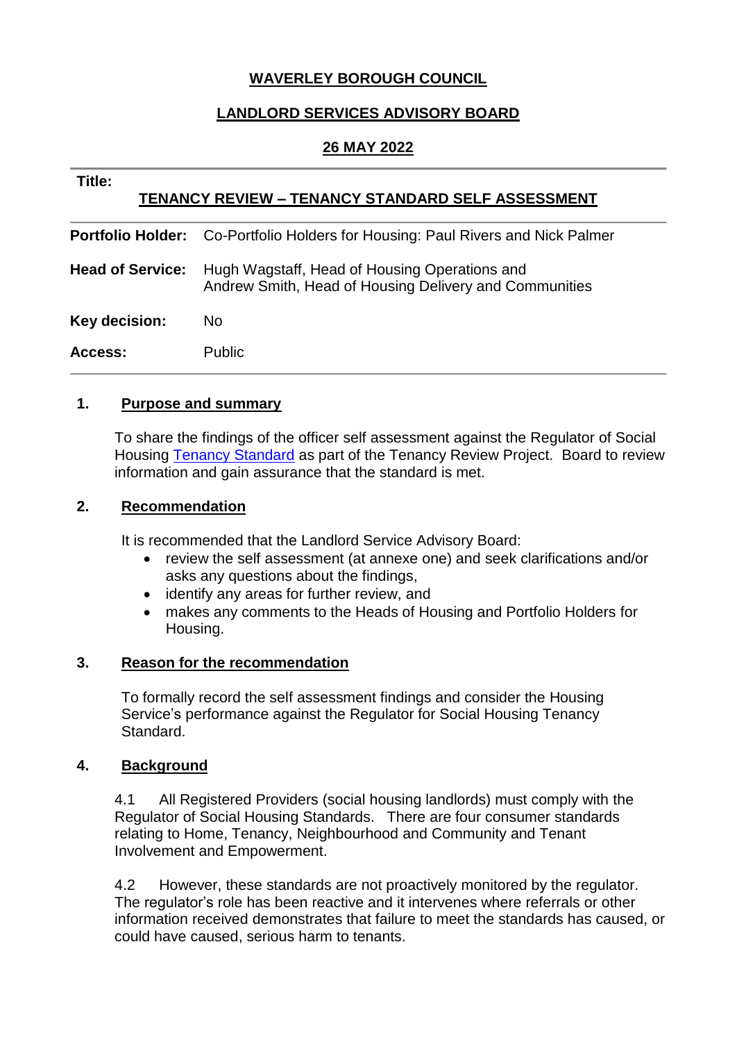**WAVERLEY BOROUGH COUNCIL**

**LANDLORD SERVICES ADVISORY BOARD**

**26 MAY 2022**

**Title:**

**TENANCY REVIEW – TENANCY STANDARD SELF ASSESSMENT**

**Portfolio Holder:** Co-Portfolio Holders for Housing: Paul Rivers and Nick Palmer

**Head of Service:** Hugh Wagstaff, Head of Housing Operations and Andrew Smith, Head of Housing Delivery and Communities

**Key decision:** No

**Access:** Public

## 1. Purpose and summary

To share the findings of the officer self assessment against the Regulator of Social Housing Tenancy Standard as part of the Tenancy Review Project. Board to review information and gain assurance that the standard is met.

## 2. Recommendation

It is recommended that the Landlord Service Advisory Board:

- review the self assessment (at annexe one) and seek clarifications and/or asks any questions about the findings,
- identify any areas for further review, and
- makes any comments to the Heads of Housing and Portfolio Holders for Housing.

## 3. Reason for the recommendation

To formally record the self assessment findings and consider the Housing Service's performance against the Regulator for Social Housing Tenancy Standard.

## 4. Background

4.1 All Registered Providers (social housing landlords) must comply with the Regulator of Social Housing Standards. There are four consumer standards relating to Home, Tenancy, Neighbourhood and Community and Tenant Involvement and Empowerment.

4.2 However, these standards are not proactively monitored by the regulator. The regulator's role has been reactive and it intervenes where referrals or other information received demonstrates that failure to meet the standards has caused, or could have caused, serious harm to tenants.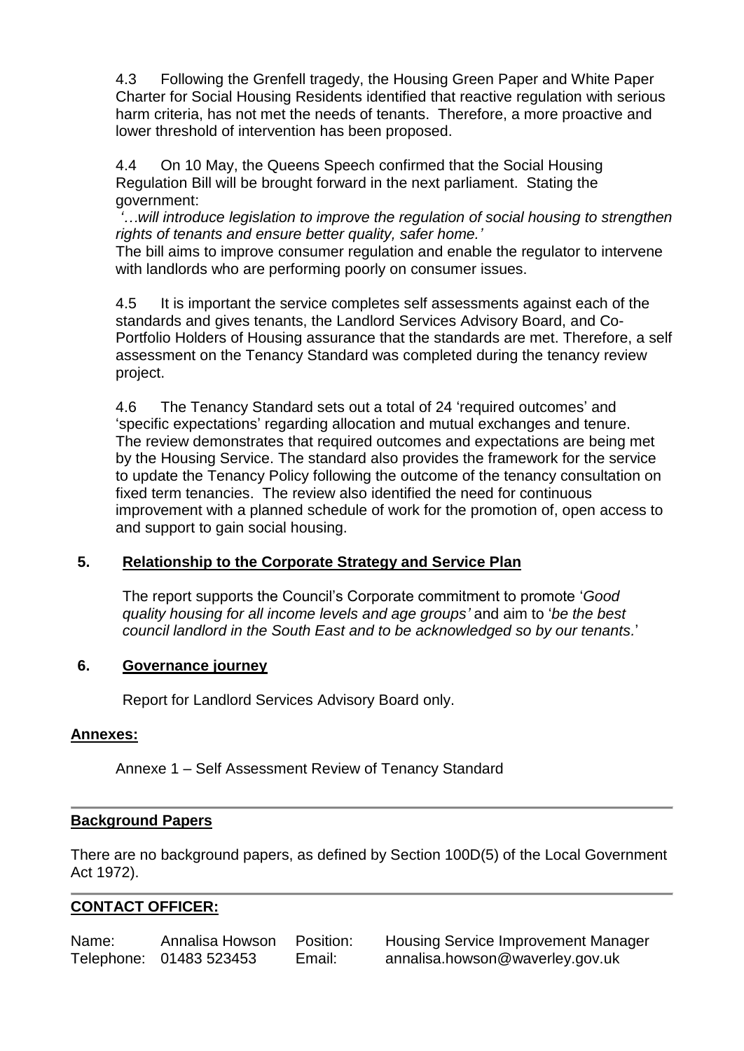4.3 Following the Grenfell tragedy, the Housing Green Paper and White Paper Charter for Social Housing Residents identified that reactive regulation with serious harm criteria, has not met the needs of tenants. Therefore, a more proactive and lower threshold of intervention has been proposed.

4.4 On 10 May, the Queens Speech confirmed that the Social Housing Regulation Bill will be brought forward in the next parliament. Stating the government:

*'…will introduce legislation to improve the regulation of social housing to strengthen rights of tenants and ensure better quality, safer home.'*

The bill aims to improve consumer regulation and enable the regulator to intervene with landlords who are performing poorly on consumer issues.

4.5 It is important the service completes self assessments against each of the standards and gives tenants, the Landlord Services Advisory Board, and Co-Portfolio Holders of Housing assurance that the standards are met. Therefore, a self assessment on the Tenancy Standard was completed during the tenancy review project.

4.6 The Tenancy Standard sets out a total of 24 'required outcomes' and 'specific expectations' regarding allocation and mutual exchanges and tenure. The review demonstrates that required outcomes and expectations are being met by the Housing Service. The standard also provides the framework for the service to update the Tenancy Policy following the outcome of the tenancy consultation on fixed term tenancies. The review also identified the need for continuous improvement with a planned schedule of work for the promotion of, open access to and support to gain social housing.

## 5. Relationship to the Corporate Strategy and Service Plan

The report supports the Council's Corporate commitment to promote '*Good quality housing for all income levels and age groups'* and aim to '*be the best council landlord in the South East and to be acknowledged so by our tenants.*'

## 6. Governance journey

Report for Landlord Services Advisory Board only.

**Annexes:**

Annexe 1 – Self Assessment Review of Tenancy Standard

---

**Background Papers**

There are no background papers, as defined by Section 100D(5) of the Local Government Act 1972).

---

**CONTACT OFFICER:**

| | | | |
|---|---|---|---|
| Name: | Annalisa Howson | Position: | Housing Service Improvement Manager |
| Telephone: | 01483 523453 | Email: | annalisa.howson@waverley.gov.uk |